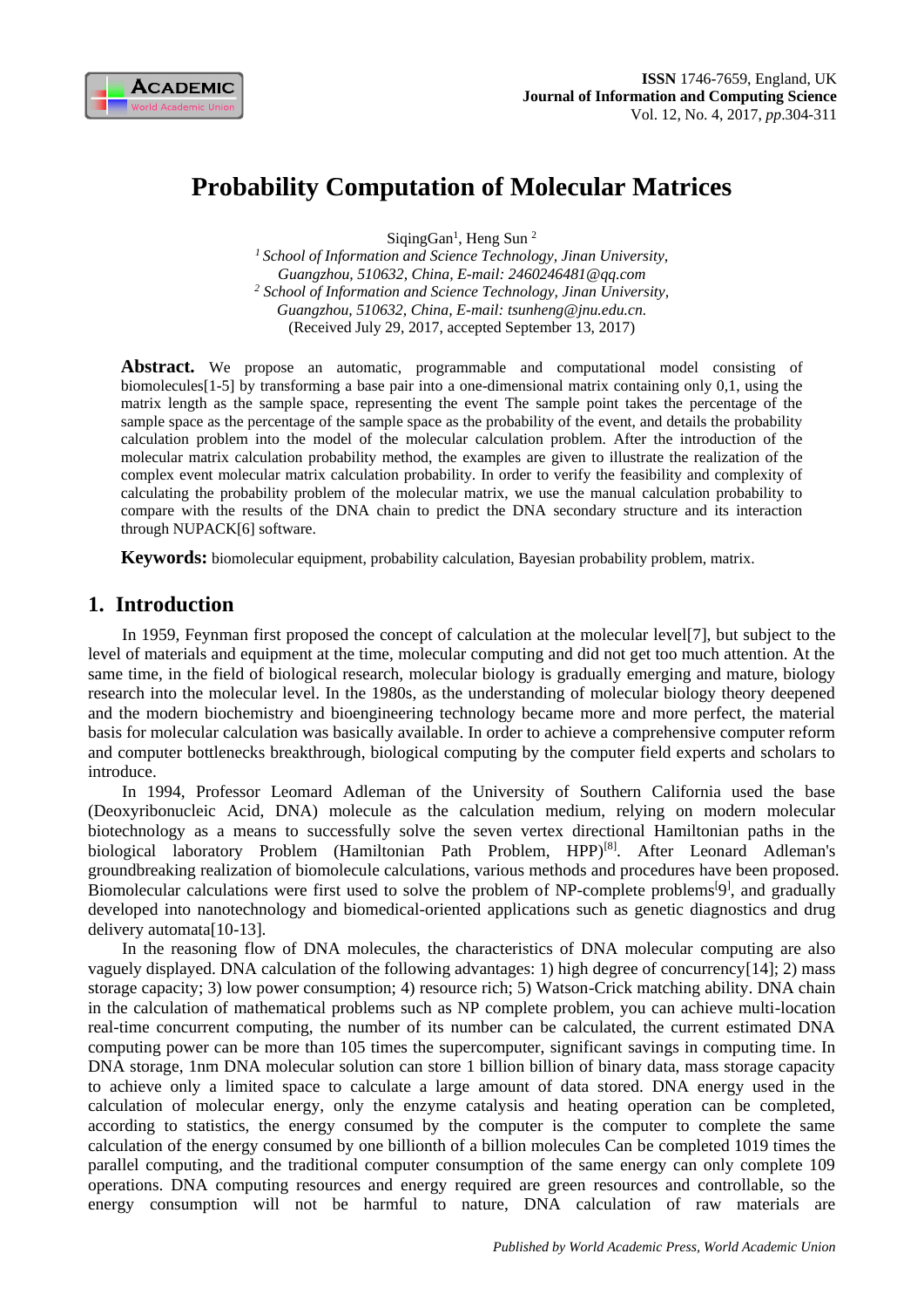# Probability Computation of Molecular Matrices

SiqingGan[1], Heng Sun [2]

[1] *School of Information and Science Technology, Jinan University, Guangzhou, 510632, China, E-mail: 2460246481@qq.com*

[2] *School of Information and Science Technology, Jinan University, Guangzhou, 510632, China, E-mail: tsunheng@jnu.edu.cn.*

(Received July 29, 2017, accepted September 13, 2017)

**Abstract.** We propose an automatic, programmable and computational model consisting of biomolecules[1-5] by transforming a base pair into a one-dimensional matrix containing only 0,1, using the matrix length as the sample space, representing the event The sample point takes the percentage of the sample space as the percentage of the sample space as the probability of the event, and details the probability calculation problem into the model of the molecular calculation problem. After the introduction of the molecular matrix calculation probability method, the examples are given to illustrate the realization of the complex event molecular matrix calculation probability. In order to verify the feasibility and complexity of calculating the probability problem of the molecular matrix, we use the manual calculation probability to compare with the results of the DNA chain to predict the DNA secondary structure and its interaction through NUPACK[6] software.

**Keywords:** biomolecular equipment, probability calculation, Bayesian probability problem, matrix.

## 1. Introduction

In 1959, Feynman first proposed the concept of calculation at the molecular level[7], but subject to the level of materials and equipment at the time, molecular computing and did not get too much attention. At the same time, in the field of biological research, molecular biology is gradually emerging and mature, biology research into the molecular level. In the 1980s, as the understanding of molecular biology theory deepened and the modern biochemistry and bioengineering technology became more and more perfect, the material basis for molecular calculation was basically available. In order to achieve a comprehensive computer reform and computer bottlenecks breakthrough, biological computing by the computer field experts and scholars to introduce.

In 1994, Professor Leomard Adleman of the University of Southern California used the base (Deoxyribonucleic Acid, DNA) molecule as the calculation medium, relying on modern molecular biotechnology as a means to successfully solve the seven vertex directional Hamiltonian paths in the biological laboratory Problem (Hamiltonian Path Problem, HPP)[8]. After Leonard Adleman's groundbreaking realization of biomolecule calculations, various methods and procedures have been proposed. Biomolecular calculations were first used to solve the problem of NP-complete problems[9], and gradually developed into nanotechnology and biomedical-oriented applications such as genetic diagnostics and drug delivery automata[10-13].

In the reasoning flow of DNA molecules, the characteristics of DNA molecular computing are also vaguely displayed. DNA calculation of the following advantages: 1) high degree of concurrency[14]; 2) mass storage capacity; 3) low power consumption; 4) resource rich; 5) Watson-Crick matching ability. DNA chain in the calculation of mathematical problems such as NP complete problem, you can achieve multi-location real-time concurrent computing, the number of its number can be calculated, the current estimated DNA computing power can be more than 105 times the supercomputer, significant savings in computing time. In DNA storage, 1nm DNA molecular solution can store 1 billion billion of binary data, mass storage capacity to achieve only a limited space to calculate a large amount of data stored. DNA energy used in the calculation of molecular energy, only the enzyme catalysis and heating operation can be completed, according to statistics, the energy consumed by the computer to complete the same calculation of the energy consumed by one billionth of a billion molecules Can be completed 1019 times the parallel computing, and the traditional computer consumption of the same energy can only complete 109 operations. DNA computing resources and energy required are green resources and controllable, so the energy consumption will not be harmful to nature, DNA calculation of raw materials are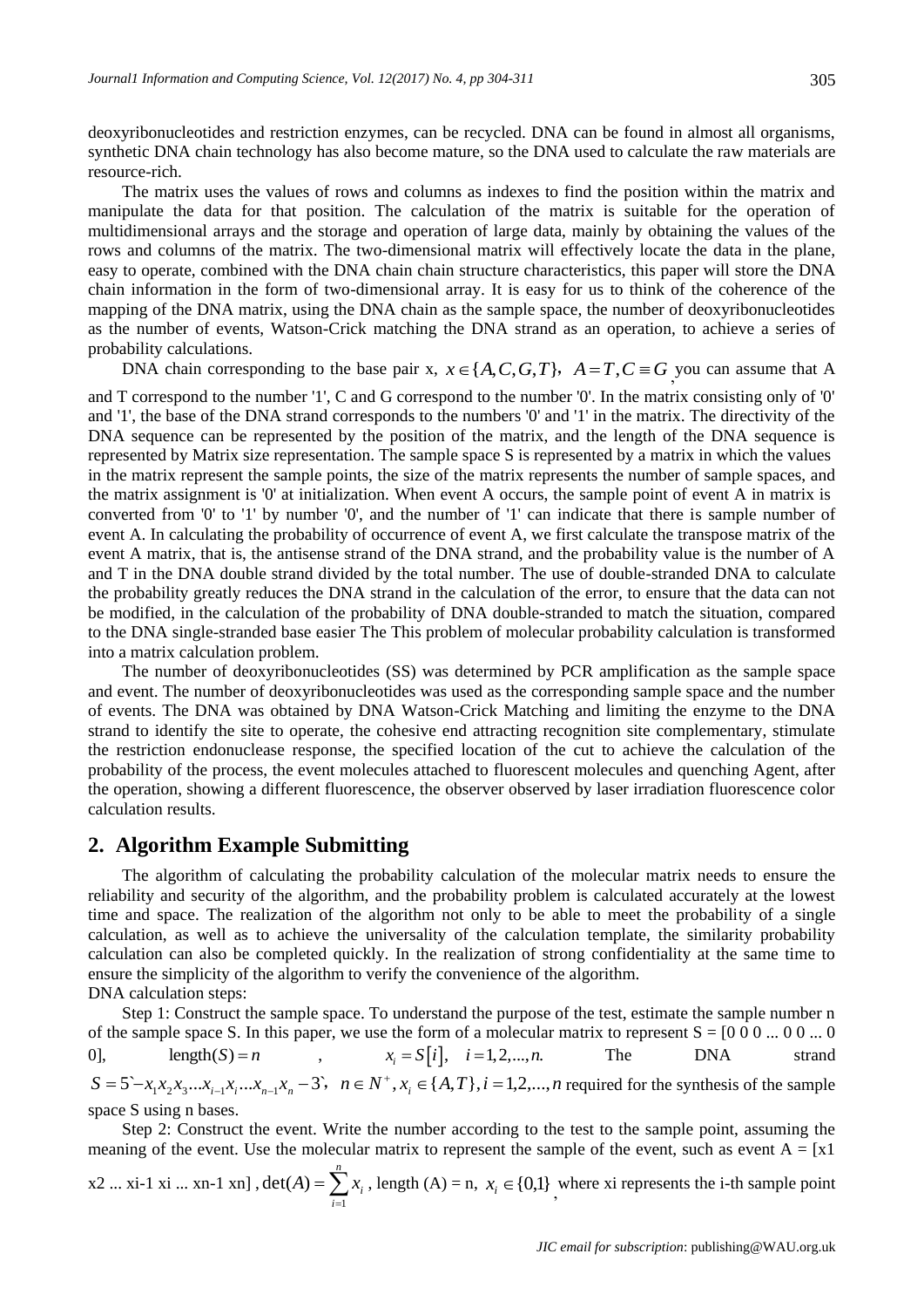deoxyribonucleotides and restriction enzymes, can be recycled. DNA can be found in almost all organisms, synthetic DNA chain technology has also become mature, so the DNA used to calculate the raw materials are resource-rich.

The matrix uses the values of rows and columns as indexes to find the position within the matrix and manipulate the data for that position. The calculation of the matrix is suitable for the operation of multidimensional arrays and the storage and operation of large data, mainly by obtaining the values of the rows and columns of the matrix. The two-dimensional matrix will effectively locate the data in the plane, easy to operate, combined with the DNA chain chain structure characteristics, this paper will store the DNA chain information in the form of two-dimensional array. It is easy for us to think of the coherence of the mapping of the DNA matrix, using the DNA chain as the sample space, the number of deoxyribonucleotides as the number of events, Watson-Crick matching the DNA strand as an operation, to achieve a series of probability calculations.

DNA chain corresponding to the base pair x, $x \in \{A, C, G, T\},\ A = T, C \equiv G$, you can assume that A and T correspond to the number '1', C and G correspond to the number '0'. In the matrix consisting only of '0' and '1', the base of the DNA strand corresponds to the numbers '0' and '1' in the matrix. The directivity of the DNA sequence can be represented by the position of the matrix, and the length of the DNA sequence is represented by Matrix size representation. The sample space S is represented by a matrix in which the values in the matrix represent the sample points, the size of the matrix represents the number of sample spaces, and the matrix assignment is '0' at initialization. When event A occurs, the sample point of event A in matrix is converted from '0' to '1' by number '0', and the number of '1' can indicate that there is sample number of event A. In calculating the probability of occurrence of event A, we first calculate the transpose matrix of the event A matrix, that is, the antisense strand of the DNA strand, and the probability value is the number of A and T in the DNA double strand divided by the total number. The use of double-stranded DNA to calculate the probability greatly reduces the DNA strand in the calculation of the error, to ensure that the data can not be modified, in the calculation of the probability of DNA double-stranded to match the situation, compared to the DNA single-stranded base easier The This problem of molecular probability calculation is transformed into a matrix calculation problem.

The number of deoxyribonucleotides (SS) was determined by PCR amplification as the sample space and event. The number of deoxyribonucleotides was used as the corresponding sample space and the number of events. The DNA was obtained by DNA Watson-Crick Matching and limiting the enzyme to the DNA strand to identify the site to operate, the cohesive end attracting recognition site complementary, stimulate the restriction endonuclease response, the specified location of the cut to achieve the calculation of the probability of the process, the event molecules attached to fluorescent molecules and quenching Agent, after the operation, showing a different fluorescence, the observer observed by laser irradiation fluorescence color calculation results.

## 2. Algorithm Example Submitting

The algorithm of calculating the probability calculation of the molecular matrix needs to ensure the reliability and security of the algorithm, and the probability problem is calculated accurately at the lowest time and space. The realization of the algorithm not only to be able to meet the probability of a single calculation, as well as to achieve the universality of the calculation template, the similarity probability calculation can also be completed quickly. In the realization of strong confidentiality at the same time to ensure the simplicity of the algorithm to verify the convenience of the algorithm.

DNA calculation steps:

Step 1: Construct the sample space. To understand the purpose of the test, estimate the sample number n of the sample space S. In this paper, we use the form of a molecular matrix to represent S = [0 0 0 ... 0 0 ... 0 0], $\text{length}(S) = n$, $x_i = S[i],\ i = 1, 2, ..., n.$ The DNA strand $S = 5`-x_1 x_2 x_3 ... x_{i-1} x_i ... x_{n-1} x_n - 3`,\ n \in N^+, x_i \in \{A, T\}, i = 1, 2, ..., n$ required for the synthesis of the sample space S using n bases.

Step 2: Construct the event. Write the number according to the test to the sample point, assuming the meaning of the event. Use the molecular matrix to represent the sample of the event, such as event A = [x1 x2 ... xi-1 xi ... xn-1 xn] , $\det(A) = \sum_{i=1}^{n} x_i$ , length (A) = n, $x_i \in \{0,1\}$, where xi represents the i-th sample point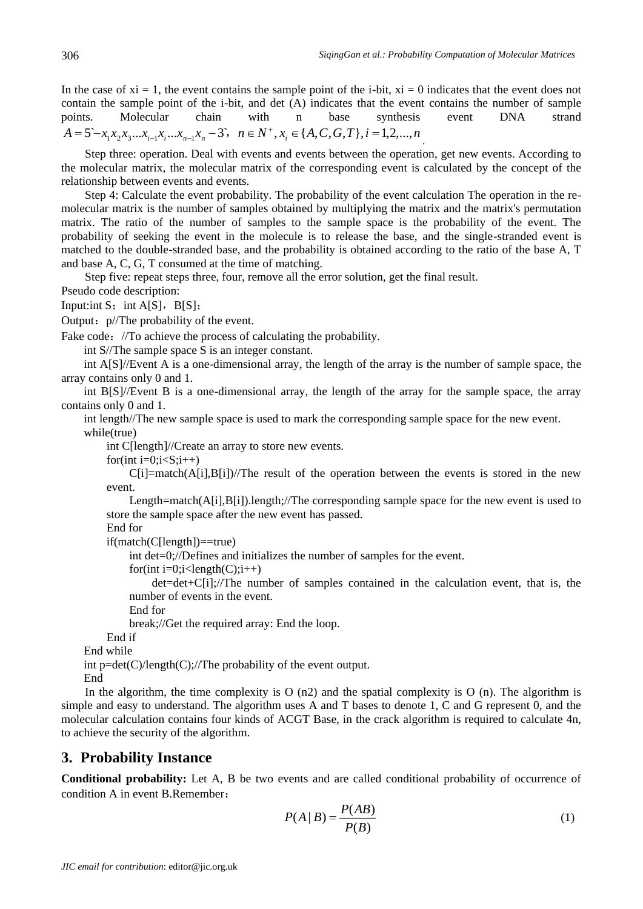In the case of xi = 1, the event contains the sample point of the i-bit, xi = 0 indicates that the event does not contain the sample point of the i-bit, and det (A) indicates that the event contains the number of sample points. Molecular chain with n base synthesis event DNA strand $A = 5` - x_1 x_2 x_3 ... x_{i-1} x_i ... x_{n-1} x_n - 3`$, $n \in N^+, x_i \in \{A, C, G, T\}, i = 1, 2, ..., n$.

Step three: operation. Deal with events and events between the operation, get new events. According to the molecular matrix, the molecular matrix of the corresponding event is calculated by the concept of the relationship between events and events.

Step 4: Calculate the event probability. The probability of the event calculation The operation in the re-molecular matrix is the number of samples obtained by multiplying the matrix and the matrix's permutation matrix. The ratio of the number of samples to the sample space is the probability of the event. The probability of seeking the event in the molecule is to release the base, and the single-stranded event is matched to the double-stranded base, and the probability is obtained according to the ratio of the base A, T and base A, C, G, T consumed at the time of matching.

Step five: repeat steps three, four, remove all the error solution, get the final result.

Pseudo code description:

Input:int S； int A[S]，B[S]；

Output：p//The probability of the event.

Fake code：//To achieve the process of calculating the probability.

```
int S//The sample space S is an integer constant.
int A[S]//Event A is a one-dimensional array, the length of the array is the number of sample space, the array contains only 0 and 1.
int B[S]//Event B is a one-dimensional array, the length of the array for the sample space, the array contains only 0 and 1.
int length//The new sample space is used to mark the corresponding sample space for the new event.
while(true)
    int C[length]//Create an array to store new events.
    for(int i=0;i<S;i++)
        C[i]=match(A[i],B[i])//The result of the operation between the events is stored in the new event.
        Length=match(A[i],B[i]).length;//The corresponding sample space for the new event is used to store the sample space after the new event has passed.
    End for
    if(match(C[length])==true)
        int det=0;//Defines and initializes the number of samples for the event.
        for(int i=0;i<length(C);i++)
            det=det+C[i];//The number of samples contained in the calculation event, that is, the number of events in the event.
        End for
        break;//Get the required array: End the loop.
    End if
End while
int p=det(C)/length(C);//The probability of the event output.
End
```

In the algorithm, the time complexity is O (n2) and the spatial complexity is O (n). The algorithm is simple and easy to understand. The algorithm uses A and T bases to denote 1, C and G represent 0, and the molecular calculation contains four kinds of ACGT Base, in the crack algorithm is required to calculate 4n, to achieve the security of the algorithm.

## 3. Probability Instance

**Conditional probability:** Let A, B be two events and are called conditional probability of occurrence of condition A in event B.Remember：

$$P(A \mid B) = \frac{P(AB)}{P(B)} \tag{1}$$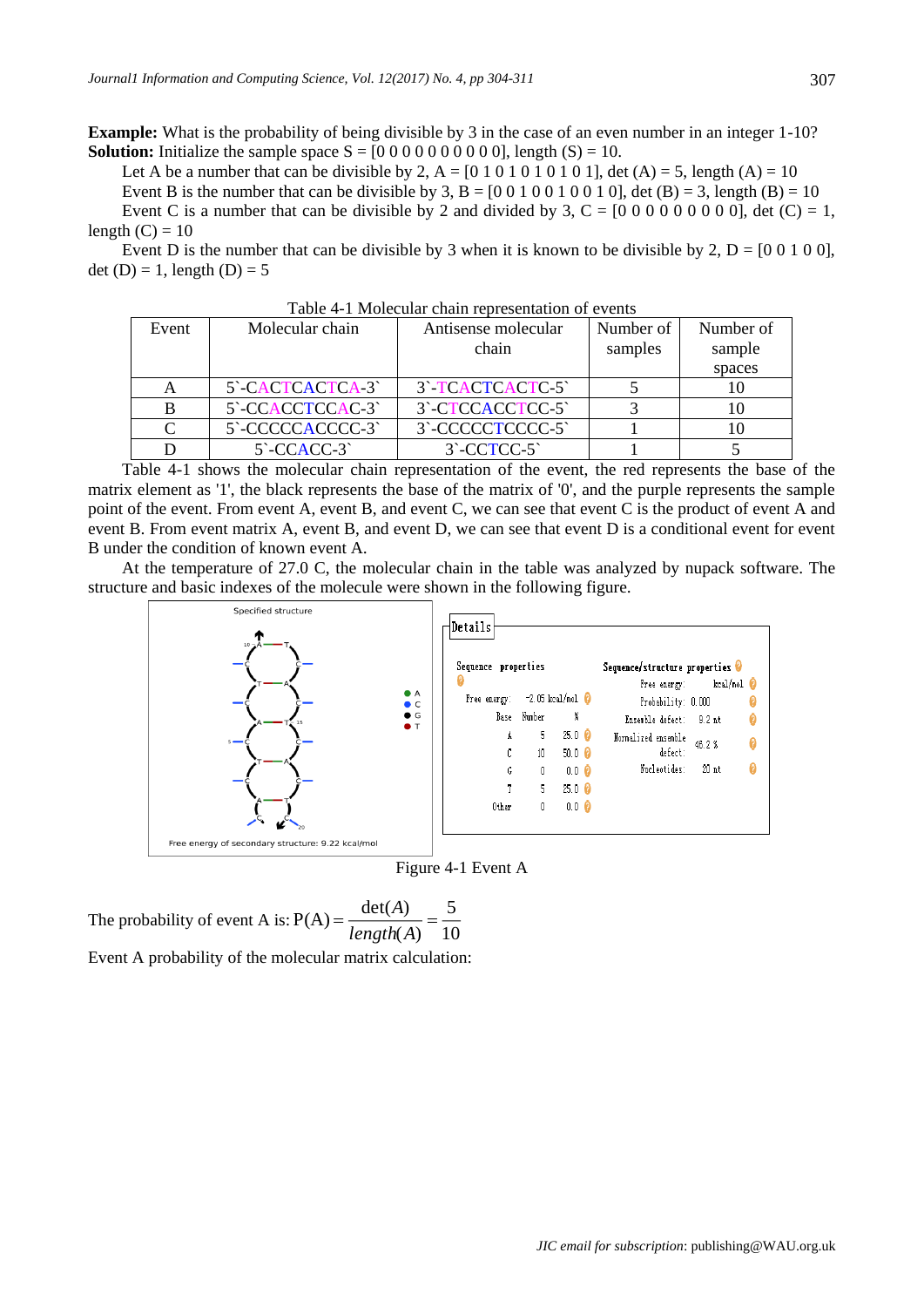**Example:** What is the probability of being divisible by 3 in the case of an even number in an integer 1-10?
**Solution:** Initialize the sample space S = [0 0 0 0 0 0 0 0 0 0], length (S) = 10.

Let A be a number that can be divisible by 2, A = [0 1 0 1 0 1 0 1 0 1], det (A) = 5, length (A) = 10

Event B is the number that can be divisible by 3, B = [0 0 1 0 0 1 0 0 1 0], det (B) = 3, length (B) = 10

Event C is a number that can be divisible by 2 and divided by 3, C = [0 0 0 0 0 0 0 0 0], det (C) = 1, length (C) = 10

Event D is the number that can be divisible by 3 when it is known to be divisible by 2, D = [0 0 1 0 0], det (D) = 1, length (D) = 5

Table 4-1 Molecular chain representation of events

| Event | Molecular chain | Antisense molecular chain | Number of samples | Number of sample spaces |
|---|---|---|---|---|
| A | 5`-CACTCACTCA-3` | 3`-TCACTCACTC-5` | 5 | 10 |
| B | 5`-CCACCTCCAC-3` | 3`-CTCCACCTCC-5` | 3 | 10 |
| C | 5`-CCCCCACCCC-3` | 3`-CCCCCTCCCC-5` | 1 | 10 |
| D | 5`-CCACC-3` | 3`-CCTCC-5` | 1 | 5 |

Table 4-1 shows the molecular chain representation of the event, the red represents the base of the matrix element as '1', the black represents the base of the matrix of '0', and the purple represents the sample point of the event. From event A, event B, and event C, we can see that event C is the product of event A and event B. From event matrix A, event B, and event D, we can see that event D is a conditional event for event B under the condition of known event A.

At the temperature of 27.0 C, the molecular chain in the table was analyzed by nupack software. The structure and basic indexes of the molecule were shown in the following figure.

Figure 4-1 Event A

The probability of event A is: $P(A) = \dfrac{\det(A)}{length(A)} = \dfrac{5}{10}$

Event A probability of the molecular matrix calculation: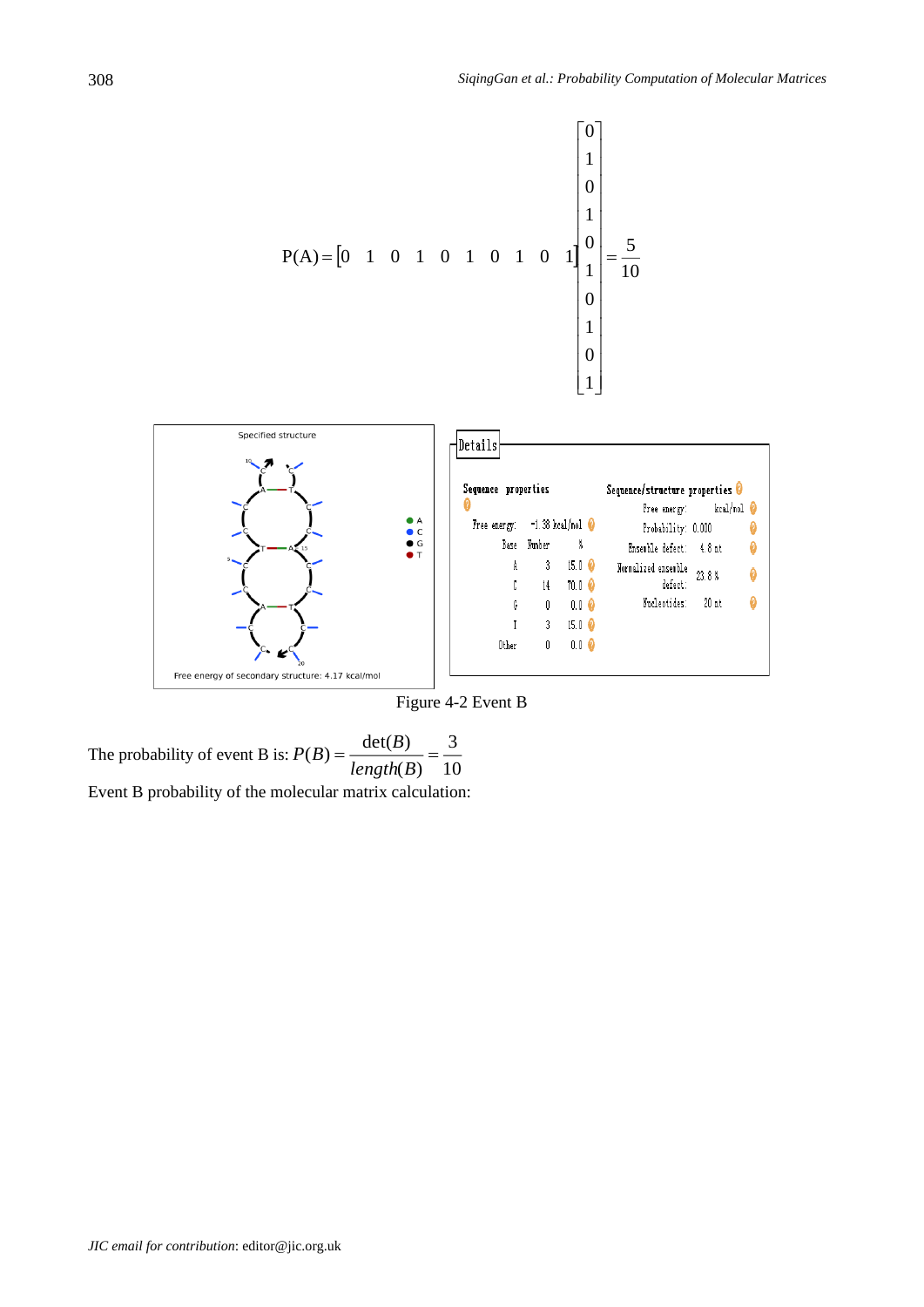$$P(A) = \begin{bmatrix} 0 & 1 & 0 & 1 & 0 & 1 & 0 & 1 & 0 & 1 \end{bmatrix} \begin{bmatrix} 0 \\ 1 \\ 0 \\ 1 \\ 0 \\ 1 \\ 0 \\ 1 \\ 0 \\ 1 \end{bmatrix} = \frac{5}{10}$$

Figure 4-2 Event B

The probability of event B is: $P(B) = \dfrac{\det(B)}{length(B)} = \dfrac{3}{10}$

Event B probability of the molecular matrix calculation: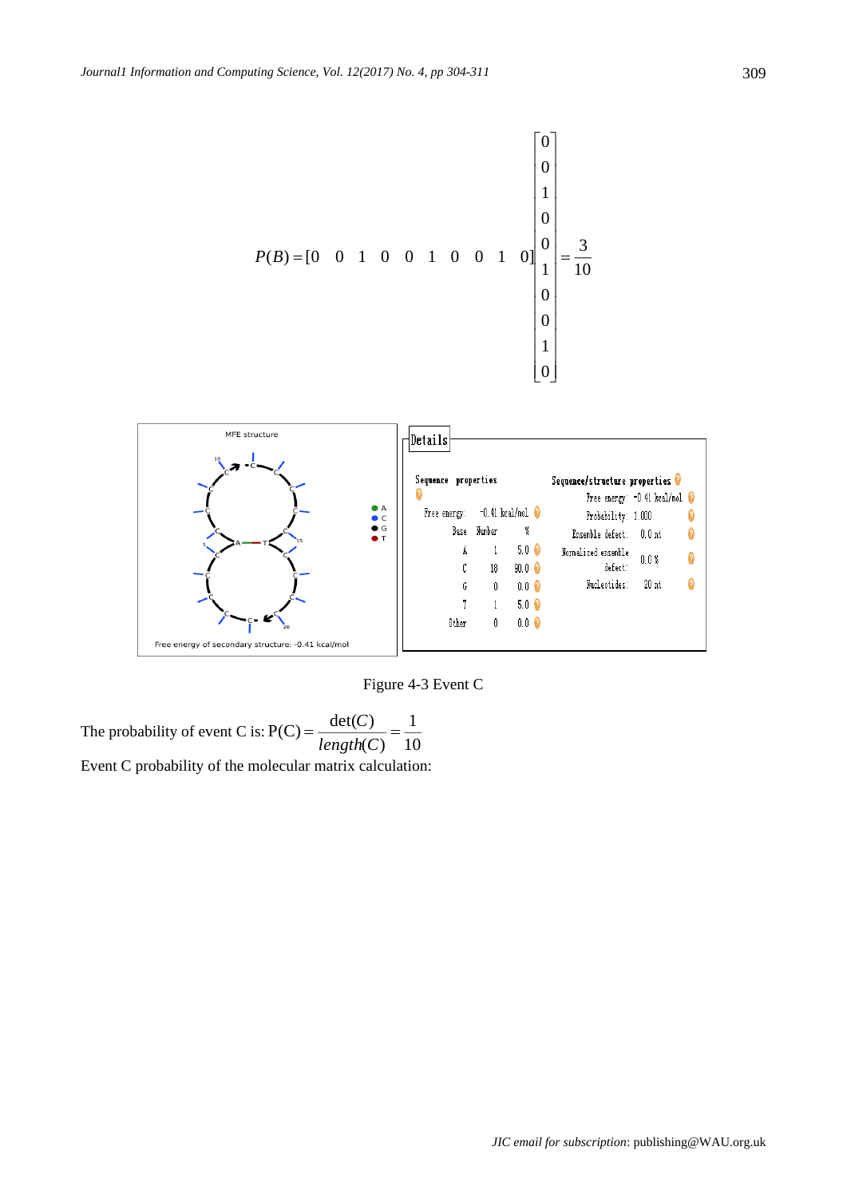$$P(B) = [0 \quad 0 \quad 1 \quad 0 \quad 0 \quad 1 \quad 0 \quad 0 \quad 1 \quad 0]\begin{bmatrix} 0 \\ 0 \\ 1 \\ 0 \\ 0 \\ 1 \\ 0 \\ 0 \\ 1 \\ 0 \end{bmatrix} = \frac{3}{10}$$

Figure 4-3 Event C

The probability of event C is: $\mathrm{P(C)} = \dfrac{\det(C)}{length(C)} = \dfrac{1}{10}$

Event C probability of the molecular matrix calculation: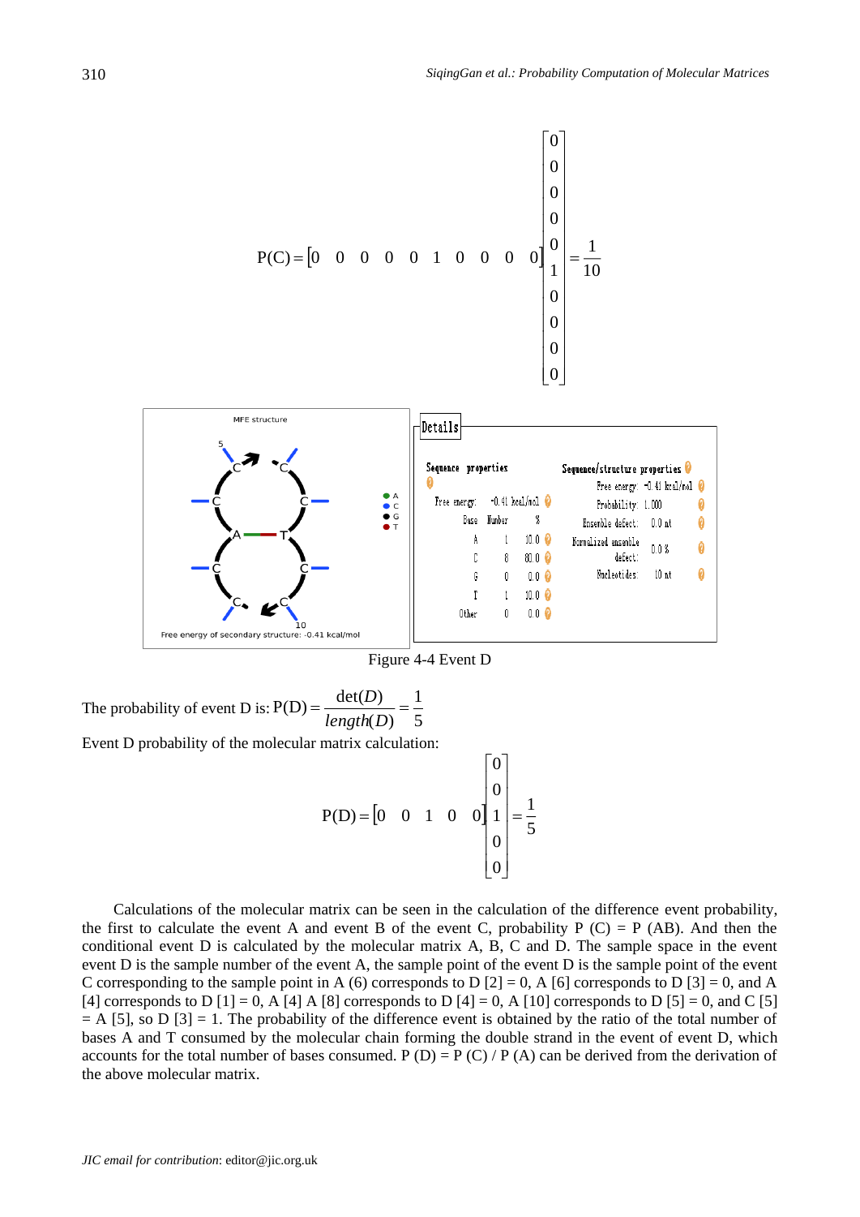$$P(C) = \begin{bmatrix} 0 & 0 & 0 & 0 & 0 & 1 & 0 & 0 & 0 & 0 \end{bmatrix} \begin{bmatrix} 0 \\ 0 \\ 0 \\ 0 \\ 0 \\ 1 \\ 0 \\ 0 \\ 0 \\ 0 \end{bmatrix} = \frac{1}{10}$$

Figure 4-4 Event D

The probability of event D is: $P(D) = \dfrac{\det(D)}{length(D)} = \dfrac{1}{5}$

Event D probability of the molecular matrix calculation:

$$P(D) = \begin{bmatrix} 0 & 0 & 1 & 0 & 0 \end{bmatrix} \begin{bmatrix} 0 \\ 0 \\ 1 \\ 0 \\ 0 \end{bmatrix} = \frac{1}{5}$$

Calculations of the molecular matrix can be seen in the calculation of the difference event probability, the first to calculate the event A and event B of the event C, probability P (C) = P (AB). And then the conditional event D is calculated by the molecular matrix A, B, C and D. The sample space in the event event D is the sample number of the event A, the sample point of the event D is the sample point of the event C corresponding to the sample point in A (6) corresponds to D [2] = 0, A [6] corresponds to D [3] = 0, and A [4] corresponds to D [1] = 0, A [4] A [8] corresponds to D [4] = 0, A [10] corresponds to D [5] = 0, and C [5] = A [5], so D [3] = 1. The probability of the difference event is obtained by the ratio of the total number of bases A and T consumed by the molecular chain forming the double strand in the event of event D, which accounts for the total number of bases consumed. P (D) = P (C) / P (A) can be derived from the derivation of the above molecular matrix.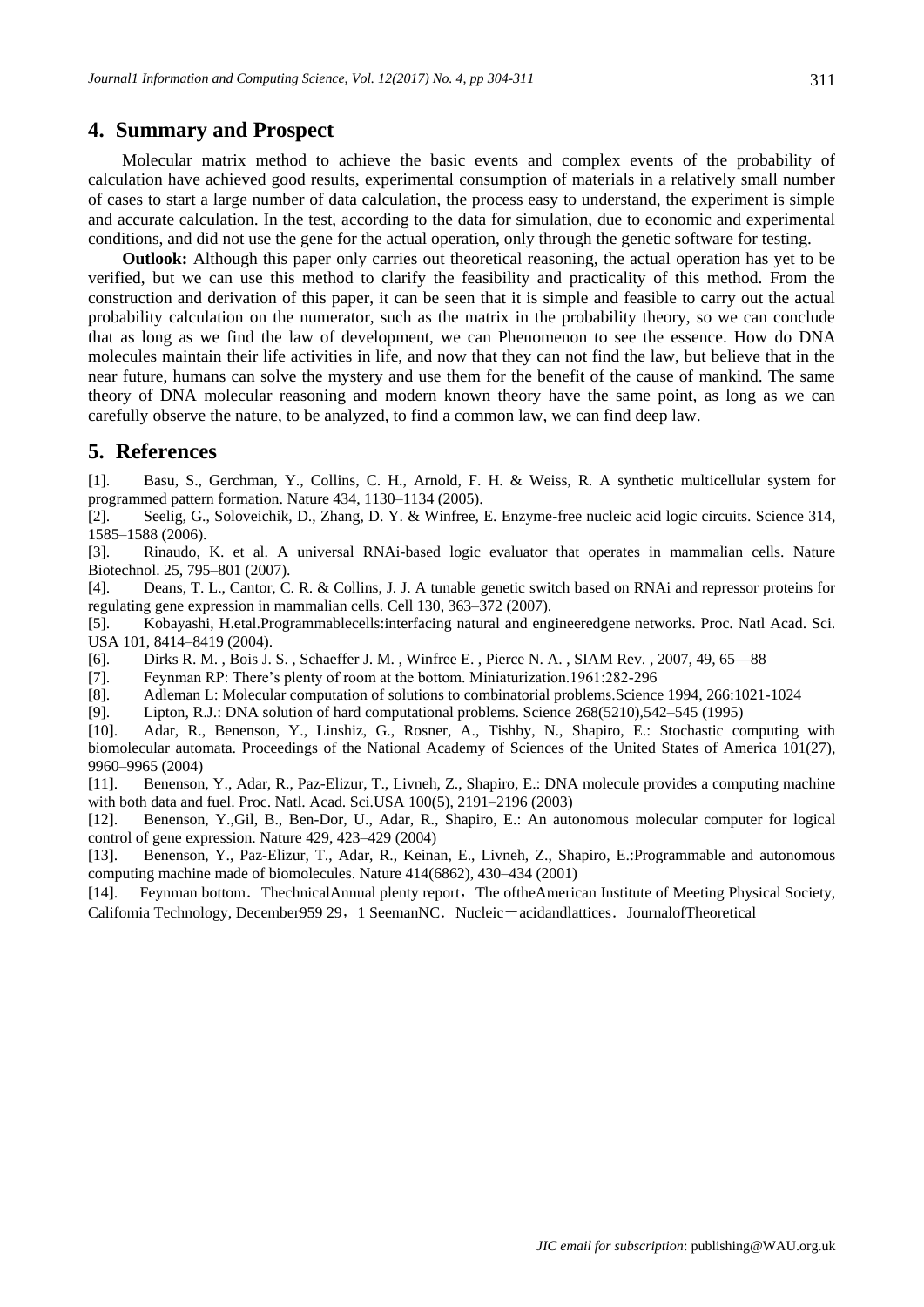## 4. Summary and Prospect

Molecular matrix method to achieve the basic events and complex events of the probability of calculation have achieved good results, experimental consumption of materials in a relatively small number of cases to start a large number of data calculation, the process easy to understand, the experiment is simple and accurate calculation. In the test, according to the data for simulation, due to economic and experimental conditions, and did not use the gene for the actual operation, only through the genetic software for testing.

**Outlook:** Although this paper only carries out theoretical reasoning, the actual operation has yet to be verified, but we can use this method to clarify the feasibility and practicality of this method. From the construction and derivation of this paper, it can be seen that it is simple and feasible to carry out the actual probability calculation on the numerator, such as the matrix in the probability theory, so we can conclude that as long as we find the law of development, we can Phenomenon to see the essence. How do DNA molecules maintain their life activities in life, and now that they can not find the law, but believe that in the near future, humans can solve the mystery and use them for the benefit of the cause of mankind. The same theory of DNA molecular reasoning and modern known theory have the same point, as long as we can carefully observe the nature, to be analyzed, to find a common law, we can find deep law.

## 5. References

[1]. Basu, S., Gerchman, Y., Collins, C. H., Arnold, F. H. & Weiss, R. A synthetic multicellular system for programmed pattern formation. Nature 434, 1130–1134 (2005).

[2]. Seelig, G., Soloveichik, D., Zhang, D. Y. & Winfree, E. Enzyme-free nucleic acid logic circuits. Science 314, 1585–1588 (2006).

[3]. Rinaudo, K. et al. A universal RNAi-based logic evaluator that operates in mammalian cells. Nature Biotechnol. 25, 795–801 (2007).

[4]. Deans, T. L., Cantor, C. R. & Collins, J. J. A tunable genetic switch based on RNAi and repressor proteins for regulating gene expression in mammalian cells. Cell 130, 363–372 (2007).

[5]. Kobayashi, H.etal.Programmablecells:interfacing natural and engineeredgene networks. Proc. Natl Acad. Sci. USA 101, 8414–8419 (2004).

[6]. Dirks R. M. , Bois J. S. , Schaeffer J. M. , Winfree E. , Pierce N. A. , SIAM Rev. , 2007, 49, 65—88

[7]. Feynman RP: There's plenty of room at the bottom. Miniaturization.1961:282-296

[8]. Adleman L: Molecular computation of solutions to combinatorial problems.Science 1994, 266:1021-1024

[9]. Lipton, R.J.: DNA solution of hard computational problems. Science 268(5210),542–545 (1995)

[10]. Adar, R., Benenson, Y., Linshiz, G., Rosner, A., Tishby, N., Shapiro, E.: Stochastic computing with biomolecular automata. Proceedings of the National Academy of Sciences of the United States of America 101(27), 9960–9965 (2004)

[11]. Benenson, Y., Adar, R., Paz-Elizur, T., Livneh, Z., Shapiro, E.: DNA molecule provides a computing machine with both data and fuel. Proc. Natl. Acad. Sci.USA 100(5), 2191–2196 (2003)

[12]. Benenson, Y.,Gil, B., Ben-Dor, U., Adar, R., Shapiro, E.: An autonomous molecular computer for logical control of gene expression. Nature 429, 423–429 (2004)

[13]. Benenson, Y., Paz-Elizur, T., Adar, R., Keinan, E., Livneh, Z., Shapiro, E.:Programmable and autonomous computing machine made of biomolecules. Nature 414(6862), 430–434 (2001)

[14]. Feynman bottom．ThechnicalAnnual plenty report，The oftheAmerican Institute of Meeting Physical Society, Califomia Technology, December959 29，1 SeemanNC．Nucleic－acidandlattices．JournalofTheoretical